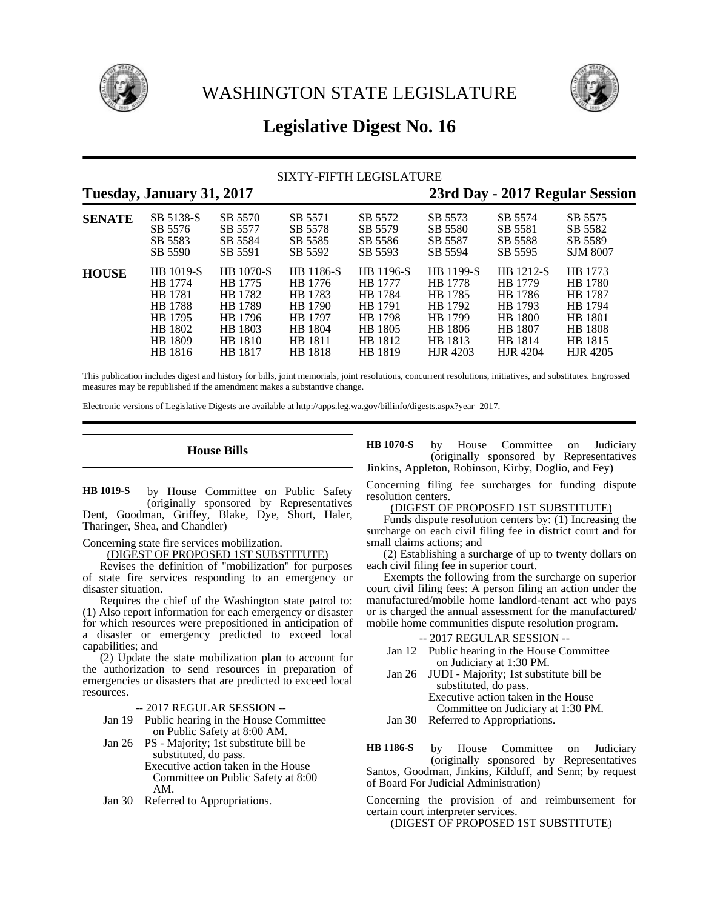# WASHINGTON STATE LEGISLATURE

## Legislative Digest No. 16

SIXTY-FIFTH LEGISLATURE

**Tuesday, January 31, 2017** **23rd Day - 2017 Regular Session**

| | | | | | | | |
|---|---|---|---|---|---|---|---|
| **SENATE** | SB 5138-S | SB 5570 | SB 5571 | SB 5572 | SB 5573 | SB 5574 | SB 5575 |
| | SB 5576 | SB 5577 | SB 5578 | SB 5579 | SB 5580 | SB 5581 | SB 5582 |
| | SB 5583 | SB 5584 | SB 5585 | SB 5586 | SB 5587 | SB 5588 | SB 5589 |
| | SB 5590 | SB 5591 | SB 5592 | SB 5593 | SB 5594 | SB 5595 | SJM 8007 |
| **HOUSE** | HB 1019-S | HB 1070-S | HB 1186-S | HB 1196-S | HB 1199-S | HB 1212-S | HB 1773 |
| | HB 1774 | HB 1775 | HB 1776 | HB 1777 | HB 1778 | HB 1779 | HB 1780 |
| | HB 1781 | HB 1782 | HB 1783 | HB 1784 | HB 1785 | HB 1786 | HB 1787 |
| | HB 1788 | HB 1789 | HB 1790 | HB 1791 | HB 1792 | HB 1793 | HB 1794 |
| | HB 1795 | HB 1796 | HB 1797 | HB 1798 | HB 1799 | HB 1800 | HB 1801 |
| | HB 1802 | HB 1803 | HB 1804 | HB 1805 | HB 1806 | HB 1807 | HB 1808 |
| | HB 1809 | HB 1810 | HB 1811 | HB 1812 | HB 1813 | HB 1814 | HB 1815 |
| | HB 1816 | HB 1817 | HB 1818 | HB 1819 | HJR 4203 | HJR 4204 | HJR 4205 |

This publication includes digest and history for bills, joint memorials, joint resolutions, concurrent resolutions, initiatives, and substitutes. Engrossed measures may be republished if the amendment makes a substantive change.

Electronic versions of Legislative Digests are available at http://apps.leg.wa.gov/billinfo/digests.aspx?year=2017.

## House Bills

**HB 1019-S** by House Committee on Public Safety (originally sponsored by Representatives Dent, Goodman, Griffey, Blake, Dye, Short, Haler, Tharinger, Shea, and Chandler)

Concerning state fire services mobilization.

(DIGEST OF PROPOSED 1ST SUBSTITUTE)

Revises the definition of "mobilization" for purposes of state fire services responding to an emergency or disaster situation.

Requires the chief of the Washington state patrol to: (1) Also report information for each emergency or disaster for which resources were prepositioned in anticipation of a disaster or emergency predicted to exceed local capabilities; and

(2) Update the state mobilization plan to account for the authorization to send resources in preparation of emergencies or disasters that are predicted to exceed local resources.

-- 2017 REGULAR SESSION --

Jan 19 Public hearing in the House Committee on Public Safety at 8:00 AM.

Jan 26 PS - Majority; 1st substitute bill be substituted, do pass.
Executive action taken in the House Committee on Public Safety at 8:00 AM.

Jan 30 Referred to Appropriations.

**HB 1070-S** by House Committee on Judiciary (originally sponsored by Representatives Jinkins, Appleton, Robinson, Kirby, Doglio, and Fey)

Concerning filing fee surcharges for funding dispute resolution centers.

(DIGEST OF PROPOSED 1ST SUBSTITUTE)

Funds dispute resolution centers by: (1) Increasing the surcharge on each civil filing fee in district court and for small claims actions; and

(2) Establishing a surcharge of up to twenty dollars on each civil filing fee in superior court.

Exempts the following from the surcharge on superior court civil filing fees: A person filing an action under the manufactured/mobile home landlord-tenant act who pays or is charged the annual assessment for the manufactured/mobile home communities dispute resolution program.

-- 2017 REGULAR SESSION --

Jan 12 Public hearing in the House Committee on Judiciary at 1:30 PM.

Jan 26 JUDI - Majority; 1st substitute bill be substituted, do pass.
Executive action taken in the House Committee on Judiciary at 1:30 PM.

Jan 30 Referred to Appropriations.

**HB 1186-S** by House Committee on Judiciary (originally sponsored by Representatives Santos, Goodman, Jinkins, Kilduff, and Senn; by request of Board For Judicial Administration)

Concerning the provision of and reimbursement for certain court interpreter services.

(DIGEST OF PROPOSED 1ST SUBSTITUTE)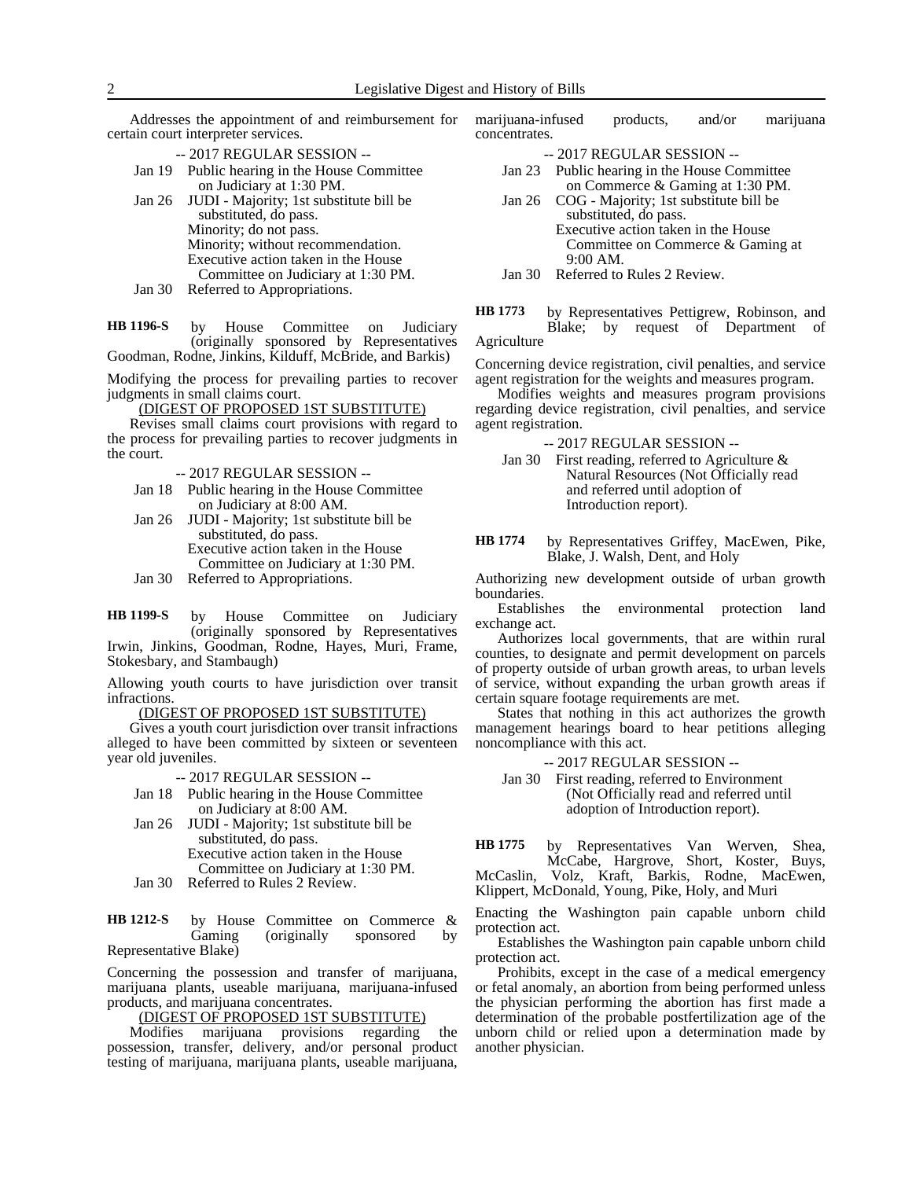Addresses the appointment of and reimbursement for certain court interpreter services.

-- 2017 REGULAR SESSION --

Jan 19 Public hearing in the House Committee on Judiciary at 1:30 PM.

Jan 26 JUDI - Majority; 1st substitute bill be substituted, do pass.
Minority; do not pass.
Minority; without recommendation.
Executive action taken in the House Committee on Judiciary at 1:30 PM.

Jan 30 Referred to Appropriations.

**HB 1196-S** by House Committee on Judiciary (originally sponsored by Representatives Goodman, Rodne, Jinkins, Kilduff, McBride, and Barkis)

Modifying the process for prevailing parties to recover judgments in small claims court.

(DIGEST OF PROPOSED 1ST SUBSTITUTE)

Revises small claims court provisions with regard to the process for prevailing parties to recover judgments in the court.

-- 2017 REGULAR SESSION --

Jan 18 Public hearing in the House Committee on Judiciary at 8:00 AM.

Jan 26 JUDI - Majority; 1st substitute bill be substituted, do pass.
Executive action taken in the House Committee on Judiciary at 1:30 PM.

Jan 30 Referred to Appropriations.

**HB 1199-S** by House Committee on Judiciary (originally sponsored by Representatives Irwin, Jinkins, Goodman, Rodne, Hayes, Muri, Frame, Stokesbary, and Stambaugh)

Allowing youth courts to have jurisdiction over transit infractions.

(DIGEST OF PROPOSED 1ST SUBSTITUTE)

Gives a youth court jurisdiction over transit infractions alleged to have been committed by sixteen or seventeen year old juveniles.

-- 2017 REGULAR SESSION --

Jan 18 Public hearing in the House Committee on Judiciary at 8:00 AM.

Jan 26 JUDI - Majority; 1st substitute bill be substituted, do pass.
Executive action taken in the House Committee on Judiciary at 1:30 PM.

Jan 30 Referred to Rules 2 Review.

**HB 1212-S** by House Committee on Commerce & Gaming (originally sponsored by Representative Blake)

Concerning the possession and transfer of marijuana, marijuana plants, useable marijuana, marijuana-infused products, and marijuana concentrates.

(DIGEST OF PROPOSED 1ST SUBSTITUTE)

Modifies marijuana provisions regarding the possession, transfer, delivery, and/or personal product testing of marijuana, marijuana plants, useable marijuana, marijuana-infused products, and/or marijuana concentrates.

-- 2017 REGULAR SESSION --

Jan 23 Public hearing in the House Committee on Commerce & Gaming at 1:30 PM.

Jan 26 COG - Majority; 1st substitute bill be substituted, do pass.
Executive action taken in the House Committee on Commerce & Gaming at 9:00 AM.

Jan 30 Referred to Rules 2 Review.

**HB 1773** by Representatives Pettigrew, Robinson, and Blake; by request of Department of Agriculture

Concerning device registration, civil penalties, and service agent registration for the weights and measures program.

Modifies weights and measures program provisions regarding device registration, civil penalties, and service agent registration.

-- 2017 REGULAR SESSION --

Jan 30 First reading, referred to Agriculture & Natural Resources (Not Officially read and referred until adoption of Introduction report).

**HB 1774** by Representatives Griffey, MacEwen, Pike, Blake, J. Walsh, Dent, and Holy

Authorizing new development outside of urban growth boundaries.

Establishes the environmental protection land exchange act.

Authorizes local governments, that are within rural counties, to designate and permit development on parcels of property outside of urban growth areas, to urban levels of service, without expanding the urban growth areas if certain square footage requirements are met.

States that nothing in this act authorizes the growth management hearings board to hear petitions alleging noncompliance with this act.

-- 2017 REGULAR SESSION --

Jan 30 First reading, referred to Environment (Not Officially read and referred until adoption of Introduction report).

**HB 1775** by Representatives Van Werven, Shea, McCabe, Hargrove, Short, Koster, Buys, McCaslin, Volz, Kraft, Barkis, Rodne, MacEwen, Klippert, McDonald, Young, Pike, Holy, and Muri

Enacting the Washington pain capable unborn child protection act.

Establishes the Washington pain capable unborn child protection act.

Prohibits, except in the case of a medical emergency or fetal anomaly, an abortion from being performed unless the physician performing the abortion has first made a determination of the probable postfertilization age of the unborn child or relied upon a determination made by another physician.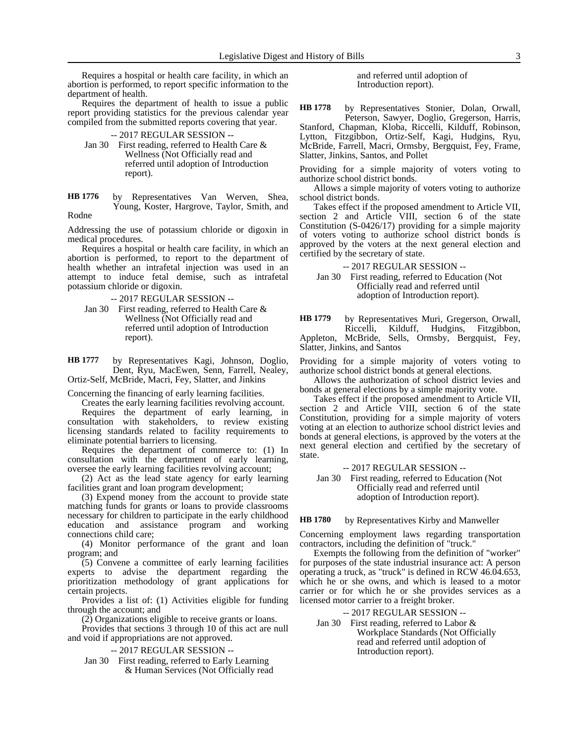Requires a hospital or health care facility, in which an abortion is performed, to report specific information to the department of health.

Requires the department of health to issue a public report providing statistics for the previous calendar year compiled from the submitted reports covering that year.

-- 2017 REGULAR SESSION --

Jan 30 First reading, referred to Health Care & Wellness (Not Officially read and referred until adoption of Introduction report).

**HB 1776** by Representatives Van Werven, Shea, Young, Koster, Hargrove, Taylor, Smith, and Rodne

Addressing the use of potassium chloride or digoxin in medical procedures.

Requires a hospital or health care facility, in which an abortion is performed, to report to the department of health whether an intrafetal injection was used in an attempt to induce fetal demise, such as intrafetal potassium chloride or digoxin.

-- 2017 REGULAR SESSION --

Jan 30 First reading, referred to Health Care & Wellness (Not Officially read and referred until adoption of Introduction report).

**HB 1777** by Representatives Kagi, Johnson, Doglio, Dent, Ryu, MacEwen, Senn, Farrell, Nealey, Ortiz-Self, McBride, Macri, Fey, Slatter, and Jinkins

Concerning the financing of early learning facilities.

Creates the early learning facilities revolving account.

Requires the department of early learning, in consultation with stakeholders, to review existing licensing standards related to facility requirements to eliminate potential barriers to licensing.

Requires the department of commerce to: (1) In consultation with the department of early learning, oversee the early learning facilities revolving account;

(2) Act as the lead state agency for early learning facilities grant and loan program development;

(3) Expend money from the account to provide state matching funds for grants or loans to provide classrooms necessary for children to participate in the early childhood education and assistance program and working connections child care;

(4) Monitor performance of the grant and loan program; and

(5) Convene a committee of early learning facilities experts to advise the department regarding the prioritization methodology of grant applications for certain projects.

Provides a list of: (1) Activities eligible for funding through the account; and

(2) Organizations eligible to receive grants or loans.

Provides that sections 3 through 10 of this act are null and void if appropriations are not approved.

-- 2017 REGULAR SESSION --

Jan 30 First reading, referred to Early Learning & Human Services (Not Officially read and referred until adoption of Introduction report).

**HB 1778** by Representatives Stonier, Dolan, Orwall, Peterson, Sawyer, Doglio, Gregerson, Harris, Stanford, Chapman, Kloba, Riccelli, Kilduff, Robinson, Lytton, Fitzgibbon, Ortiz-Self, Kagi, Hudgins, Ryu, McBride, Farrell, Macri, Ormsby, Bergquist, Fey, Frame, Slatter, Jinkins, Santos, and Pollet

Providing for a simple majority of voters voting to authorize school district bonds.

Allows a simple majority of voters voting to authorize school district bonds.

Takes effect if the proposed amendment to Article VII, section 2 and Article VIII, section 6 of the state Constitution (S-0426/17) providing for a simple majority of voters voting to authorize school district bonds is approved by the voters at the next general election and certified by the secretary of state.

-- 2017 REGULAR SESSION --

Jan 30 First reading, referred to Education (Not Officially read and referred until adoption of Introduction report).

**HB 1779** by Representatives Muri, Gregerson, Orwall, Riccelli, Kilduff, Hudgins, Fitzgibbon, Appleton, McBride, Sells, Ormsby, Bergquist, Fey, Slatter, Jinkins, and Santos

Providing for a simple majority of voters voting to authorize school district bonds at general elections.

Allows the authorization of school district levies and bonds at general elections by a simple majority vote.

Takes effect if the proposed amendment to Article VII, section 2 and Article VIII, section 6 of the state Constitution, providing for a simple majority of voters voting at an election to authorize school district levies and bonds at general elections, is approved by the voters at the next general election and certified by the secretary of state.

-- 2017 REGULAR SESSION --

Jan 30 First reading, referred to Education (Not Officially read and referred until adoption of Introduction report).

**HB 1780** by Representatives Kirby and Manweller

Concerning employment laws regarding transportation contractors, including the definition of "truck."

Exempts the following from the definition of "worker" for purposes of the state industrial insurance act: A person operating a truck, as "truck" is defined in RCW 46.04.653, which he or she owns, and which is leased to a motor carrier or for which he or she provides services as a licensed motor carrier to a freight broker.

-- 2017 REGULAR SESSION --

Jan 30 First reading, referred to Labor & Workplace Standards (Not Officially read and referred until adoption of Introduction report).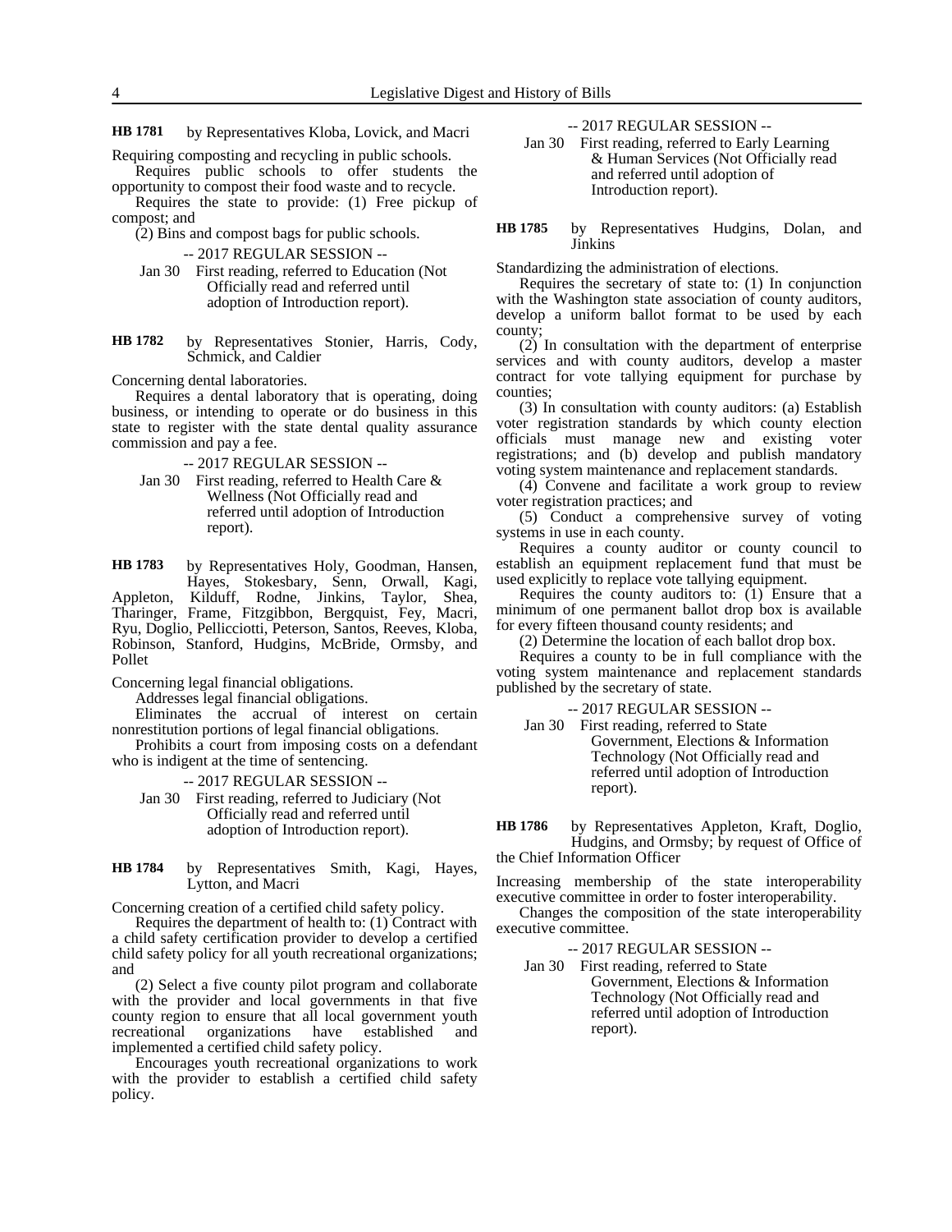**HB 1781** by Representatives Kloba, Lovick, and Macri

Requiring composting and recycling in public schools.

Requires public schools to offer students the opportunity to compost their food waste and to recycle.

Requires the state to provide: (1) Free pickup of compost; and

(2) Bins and compost bags for public schools.

-- 2017 REGULAR SESSION --

Jan 30 First reading, referred to Education (Not Officially read and referred until adoption of Introduction report).

**HB 1782** by Representatives Stonier, Harris, Cody, Schmick, and Caldier

Concerning dental laboratories.

Requires a dental laboratory that is operating, doing business, or intending to operate or do business in this state to register with the state dental quality assurance commission and pay a fee.

-- 2017 REGULAR SESSION --

Jan 30 First reading, referred to Health Care & Wellness (Not Officially read and referred until adoption of Introduction report).

**HB 1783** by Representatives Holy, Goodman, Hansen, Hayes, Stokesbary, Senn, Orwall, Kagi, Appleton, Kilduff, Rodne, Jinkins, Taylor, Shea, Tharinger, Frame, Fitzgibbon, Bergquist, Fey, Macri, Ryu, Doglio, Pellicciotti, Peterson, Santos, Reeves, Kloba, Robinson, Stanford, Hudgins, McBride, Ormsby, and Pollet

Concerning legal financial obligations.

Addresses legal financial obligations.

Eliminates the accrual of interest on certain nonrestitution portions of legal financial obligations.

Prohibits a court from imposing costs on a defendant who is indigent at the time of sentencing.

-- 2017 REGULAR SESSION --

Jan 30 First reading, referred to Judiciary (Not Officially read and referred until adoption of Introduction report).

**HB 1784** by Representatives Smith, Kagi, Hayes, Lytton, and Macri

Concerning creation of a certified child safety policy.

Requires the department of health to: (1) Contract with a child safety certification provider to develop a certified child safety policy for all youth recreational organizations; and

(2) Select a five county pilot program and collaborate with the provider and local governments in that five county region to ensure that all local government youth recreational organizations have established and implemented a certified child safety policy.

Encourages youth recreational organizations to work with the provider to establish a certified child safety policy.

-- 2017 REGULAR SESSION --

Jan 30 First reading, referred to Early Learning & Human Services (Not Officially read and referred until adoption of Introduction report).

**HB 1785** by Representatives Hudgins, Dolan, and Jinkins

Standardizing the administration of elections.

Requires the secretary of state to: (1) In conjunction with the Washington state association of county auditors, develop a uniform ballot format to be used by each county;

(2) In consultation with the department of enterprise services and with county auditors, develop a master contract for vote tallying equipment for purchase by counties;

(3) In consultation with county auditors: (a) Establish voter registration standards by which county election officials must manage new and existing voter registrations; and (b) develop and publish mandatory voting system maintenance and replacement standards.

(4) Convene and facilitate a work group to review voter registration practices; and

(5) Conduct a comprehensive survey of voting systems in use in each county.

Requires a county auditor or county council to establish an equipment replacement fund that must be used explicitly to replace vote tallying equipment.

Requires the county auditors to: (1) Ensure that a minimum of one permanent ballot drop box is available for every fifteen thousand county residents; and

(2) Determine the location of each ballot drop box.

Requires a county to be in full compliance with the voting system maintenance and replacement standards published by the secretary of state.

-- 2017 REGULAR SESSION --

Jan 30 First reading, referred to State Government, Elections & Information Technology (Not Officially read and referred until adoption of Introduction report).

**HB 1786** by Representatives Appleton, Kraft, Doglio, Hudgins, and Ormsby; by request of Office of the Chief Information Officer

Increasing membership of the state interoperability executive committee in order to foster interoperability.

Changes the composition of the state interoperability executive committee.

-- 2017 REGULAR SESSION --

Jan 30 First reading, referred to State Government, Elections & Information Technology (Not Officially read and referred until adoption of Introduction report).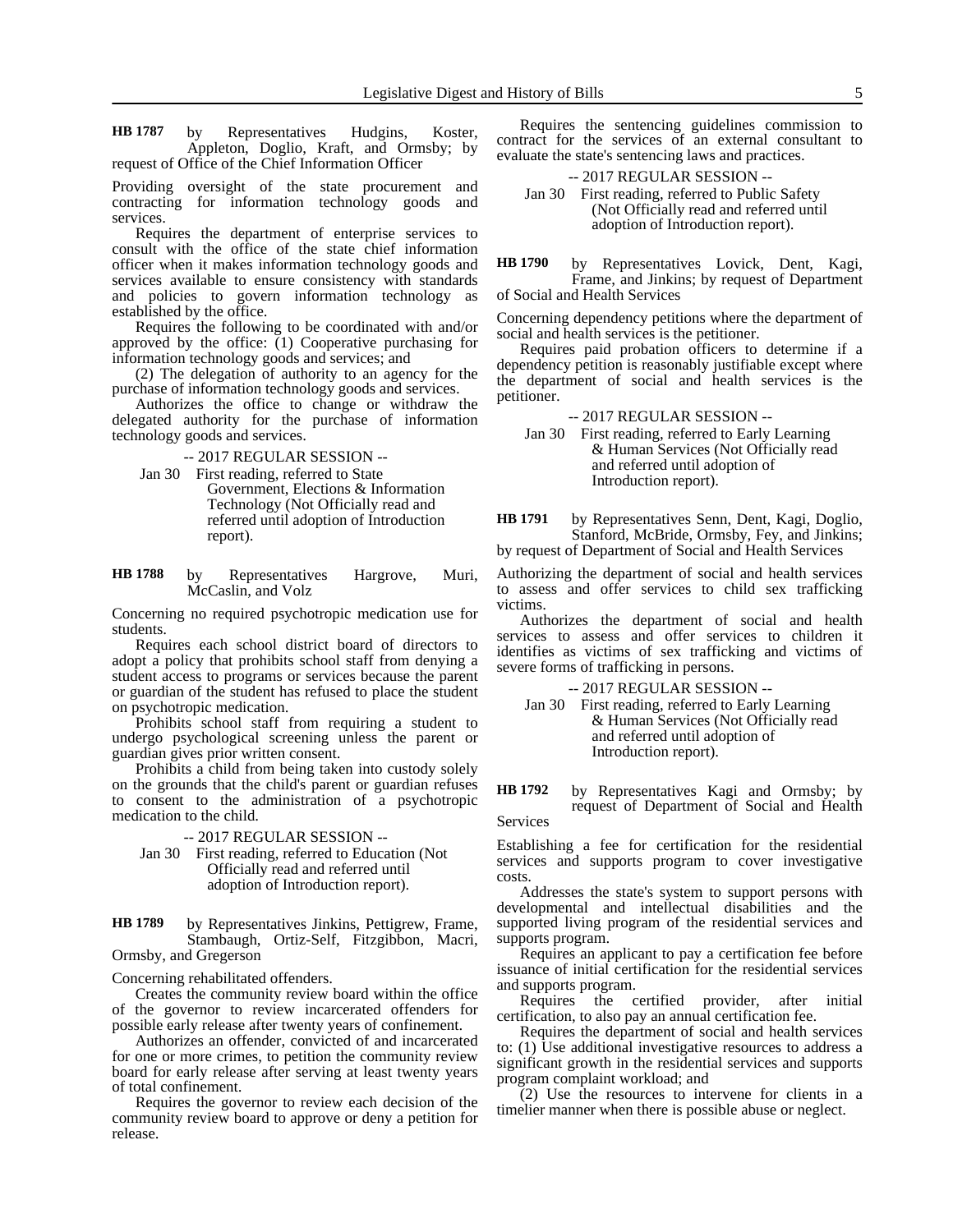**HB 1787** by Representatives Hudgins, Koster, Appleton, Doglio, Kraft, and Ormsby; by request of Office of the Chief Information Officer

Providing oversight of the state procurement and contracting for information technology goods and services.

Requires the department of enterprise services to consult with the office of the state chief information officer when it makes information technology goods and services available to ensure consistency with standards and policies to govern information technology as established by the office.

Requires the following to be coordinated with and/or approved by the office: (1) Cooperative purchasing for information technology goods and services; and

(2) The delegation of authority to an agency for the purchase of information technology goods and services.

Authorizes the office to change or withdraw the delegated authority for the purchase of information technology goods and services.

-- 2017 REGULAR SESSION --

Jan 30 First reading, referred to State Government, Elections & Information Technology (Not Officially read and referred until adoption of Introduction report).

**HB 1788** by Representatives Hargrove, Muri, McCaslin, and Volz

Concerning no required psychotropic medication use for students.

Requires each school district board of directors to adopt a policy that prohibits school staff from denying a student access to programs or services because the parent or guardian of the student has refused to place the student on psychotropic medication.

Prohibits school staff from requiring a student to undergo psychological screening unless the parent or guardian gives prior written consent.

Prohibits a child from being taken into custody solely on the grounds that the child's parent or guardian refuses to consent to the administration of a psychotropic medication to the child.

-- 2017 REGULAR SESSION --

Jan 30 First reading, referred to Education (Not Officially read and referred until adoption of Introduction report).

**HB 1789** by Representatives Jinkins, Pettigrew, Frame, Stambaugh, Ortiz-Self, Fitzgibbon, Macri, Ormsby, and Gregerson

Concerning rehabilitated offenders.

Creates the community review board within the office of the governor to review incarcerated offenders for possible early release after twenty years of confinement.

Authorizes an offender, convicted of and incarcerated for one or more crimes, to petition the community review board for early release after serving at least twenty years of total confinement.

Requires the governor to review each decision of the community review board to approve or deny a petition for release.

Requires the sentencing guidelines commission to contract for the services of an external consultant to evaluate the state's sentencing laws and practices.

-- 2017 REGULAR SESSION --

Jan 30 First reading, referred to Public Safety (Not Officially read and referred until adoption of Introduction report).

**HB 1790** by Representatives Lovick, Dent, Kagi, Frame, and Jinkins; by request of Department of Social and Health Services

Concerning dependency petitions where the department of social and health services is the petitioner.

Requires paid probation officers to determine if a dependency petition is reasonably justifiable except where the department of social and health services is the petitioner.

-- 2017 REGULAR SESSION --

Jan 30 First reading, referred to Early Learning & Human Services (Not Officially read and referred until adoption of Introduction report).

**HB 1791** by Representatives Senn, Dent, Kagi, Doglio, Stanford, McBride, Ormsby, Fey, and Jinkins; by request of Department of Social and Health Services

Authorizing the department of social and health services to assess and offer services to child sex trafficking victims.

Authorizes the department of social and health services to assess and offer services to children it identifies as victims of sex trafficking and victims of severe forms of trafficking in persons.

-- 2017 REGULAR SESSION --

Jan 30 First reading, referred to Early Learning & Human Services (Not Officially read and referred until adoption of Introduction report).

**HB 1792** by Representatives Kagi and Ormsby; by request of Department of Social and Health Services

Establishing a fee for certification for the residential services and supports program to cover investigative costs.

Addresses the state's system to support persons with developmental and intellectual disabilities and the supported living program of the residential services and supports program.

Requires an applicant to pay a certification fee before issuance of initial certification for the residential services and supports program.

Requires the certified provider, after initial certification, to also pay an annual certification fee.

Requires the department of social and health services to: (1) Use additional investigative resources to address a significant growth in the residential services and supports program complaint workload; and

(2) Use the resources to intervene for clients in a timelier manner when there is possible abuse or neglect.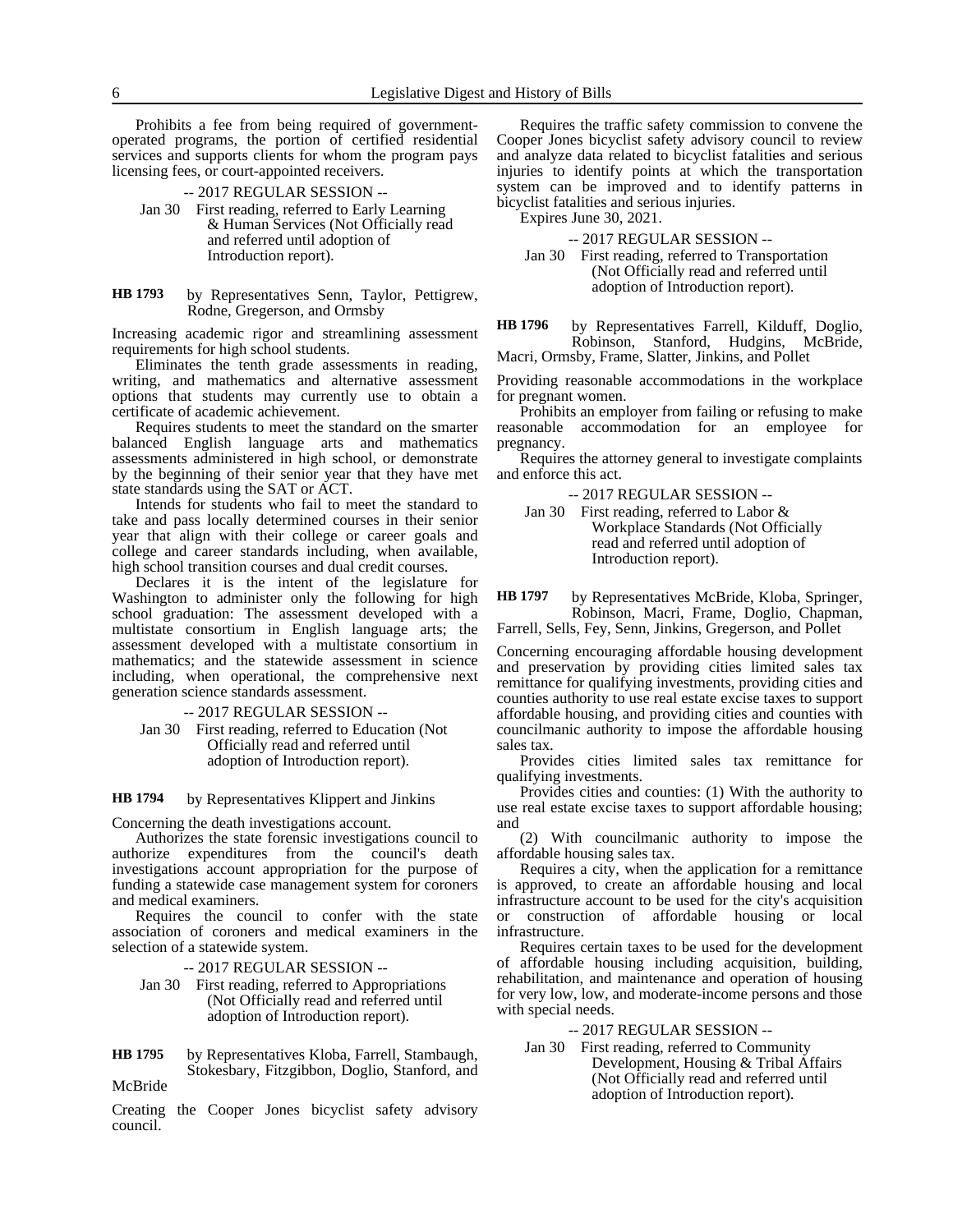Prohibits a fee from being required of government-operated programs, the portion of certified residential services and supports clients for whom the program pays licensing fees, or court-appointed receivers.

-- 2017 REGULAR SESSION --

Jan 30 First reading, referred to Early Learning & Human Services (Not Officially read and referred until adoption of Introduction report).

**HB 1793** by Representatives Senn, Taylor, Pettigrew, Rodne, Gregerson, and Ormsby

Increasing academic rigor and streamlining assessment requirements for high school students.

Eliminates the tenth grade assessments in reading, writing, and mathematics and alternative assessment options that students may currently use to obtain a certificate of academic achievement.

Requires students to meet the standard on the smarter balanced English language arts and mathematics assessments administered in high school, or demonstrate by the beginning of their senior year that they have met state standards using the SAT or ACT.

Intends for students who fail to meet the standard to take and pass locally determined courses in their senior year that align with their college or career goals and college and career standards including, when available, high school transition courses and dual credit courses.

Declares it is the intent of the legislature for Washington to administer only the following for high school graduation: The assessment developed with a multistate consortium in English language arts; the assessment developed with a multistate consortium in mathematics; and the statewide assessment in science including, when operational, the comprehensive next generation science standards assessment.

-- 2017 REGULAR SESSION --

Jan 30 First reading, referred to Education (Not Officially read and referred until adoption of Introduction report).

**HB 1794** by Representatives Klippert and Jinkins

Concerning the death investigations account.

Authorizes the state forensic investigations council to authorize expenditures from the council's death investigations account appropriation for the purpose of funding a statewide case management system for coroners and medical examiners.

Requires the council to confer with the state association of coroners and medical examiners in the selection of a statewide system.

-- 2017 REGULAR SESSION --

Jan 30 First reading, referred to Appropriations (Not Officially read and referred until adoption of Introduction report).

**HB 1795** by Representatives Kloba, Farrell, Stambaugh, Stokesbary, Fitzgibbon, Doglio, Stanford, and McBride

Creating the Cooper Jones bicyclist safety advisory council.

Requires the traffic safety commission to convene the Cooper Jones bicyclist safety advisory council to review and analyze data related to bicyclist fatalities and serious injuries to identify points at which the transportation system can be improved and to identify patterns in bicyclist fatalities and serious injuries.

Expires June 30, 2021.

-- 2017 REGULAR SESSION --

Jan 30 First reading, referred to Transportation (Not Officially read and referred until adoption of Introduction report).

**HB 1796** by Representatives Farrell, Kilduff, Doglio, Robinson, Stanford, Hudgins, McBride, Macri, Ormsby, Frame, Slatter, Jinkins, and Pollet

Providing reasonable accommodations in the workplace for pregnant women.

Prohibits an employer from failing or refusing to make reasonable accommodation for an employee for pregnancy.

Requires the attorney general to investigate complaints and enforce this act.

-- 2017 REGULAR SESSION --

Jan 30 First reading, referred to Labor & Workplace Standards (Not Officially read and referred until adoption of Introduction report).

**HB 1797** by Representatives McBride, Kloba, Springer, Robinson, Macri, Frame, Doglio, Chapman, Farrell, Sells, Fey, Senn, Jinkins, Gregerson, and Pollet

Concerning encouraging affordable housing development and preservation by providing cities limited sales tax remittance for qualifying investments, providing cities and counties authority to use real estate excise taxes to support affordable housing, and providing cities and counties with councilmanic authority to impose the affordable housing sales tax.

Provides cities limited sales tax remittance for qualifying investments.

Provides cities and counties: (1) With the authority to use real estate excise taxes to support affordable housing; and

(2) With councilmanic authority to impose the affordable housing sales tax.

Requires a city, when the application for a remittance is approved, to create an affordable housing and local infrastructure account to be used for the city's acquisition or construction of affordable housing or local infrastructure.

Requires certain taxes to be used for the development of affordable housing including acquisition, building, rehabilitation, and maintenance and operation of housing for very low, low, and moderate-income persons and those with special needs.

-- 2017 REGULAR SESSION --

Jan 30 First reading, referred to Community Development, Housing & Tribal Affairs (Not Officially read and referred until adoption of Introduction report).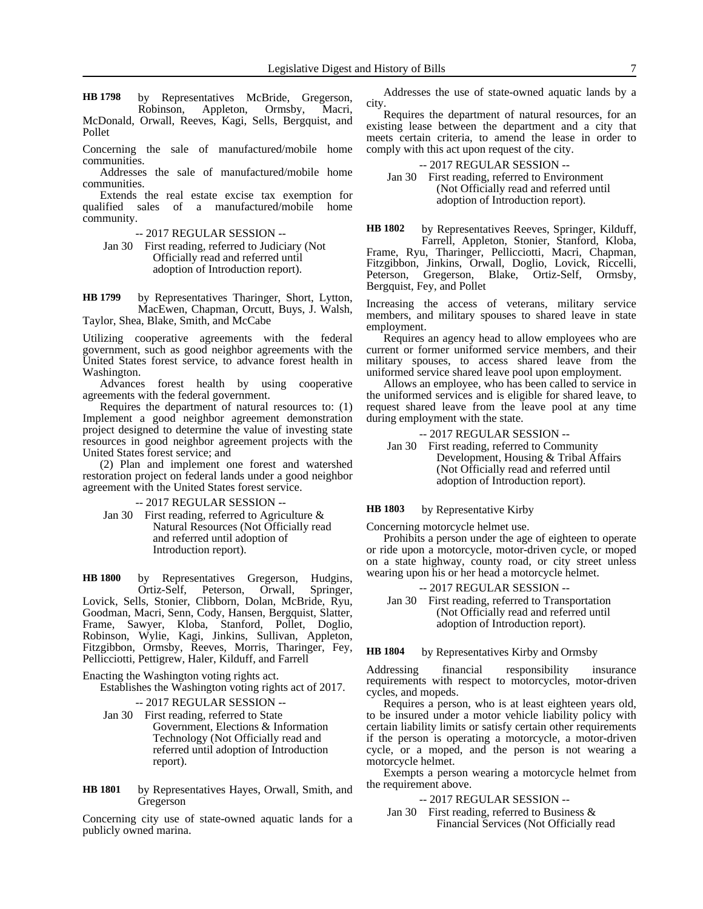**HB 1798** by Representatives McBride, Gregerson, Robinson, Appleton, Ormsby, Macri, McDonald, Orwall, Reeves, Kagi, Sells, Bergquist, and Pollet

Concerning the sale of manufactured/mobile home communities.

Addresses the sale of manufactured/mobile home communities.

Extends the real estate excise tax exemption for qualified sales of a manufactured/mobile home community.

-- 2017 REGULAR SESSION --

Jan 30 First reading, referred to Judiciary (Not Officially read and referred until adoption of Introduction report).

**HB 1799** by Representatives Tharinger, Short, Lytton, MacEwen, Chapman, Orcutt, Buys, J. Walsh, Taylor, Shea, Blake, Smith, and McCabe

Utilizing cooperative agreements with the federal government, such as good neighbor agreements with the United States forest service, to advance forest health in Washington.

Advances forest health by using cooperative agreements with the federal government.

Requires the department of natural resources to: (1) Implement a good neighbor agreement demonstration project designed to determine the value of investing state resources in good neighbor agreement projects with the United States forest service; and

(2) Plan and implement one forest and watershed restoration project on federal lands under a good neighbor agreement with the United States forest service.

-- 2017 REGULAR SESSION --

Jan 30 First reading, referred to Agriculture & Natural Resources (Not Officially read and referred until adoption of Introduction report).

**HB 1800** by Representatives Gregerson, Hudgins, Ortiz-Self, Peterson, Orwall, Springer, Lovick, Sells, Stonier, Clibborn, Dolan, McBride, Ryu, Goodman, Macri, Senn, Cody, Hansen, Bergquist, Slatter, Frame, Sawyer, Kloba, Stanford, Pollet, Doglio, Robinson, Wylie, Kagi, Jinkins, Sullivan, Appleton, Fitzgibbon, Ormsby, Reeves, Morris, Tharinger, Fey, Pellicciotti, Pettigrew, Haler, Kilduff, and Farrell

Enacting the Washington voting rights act.

Establishes the Washington voting rights act of 2017.

-- 2017 REGULAR SESSION --

Jan 30 First reading, referred to State Government, Elections & Information Technology (Not Officially read and referred until adoption of Introduction report).

**HB 1801** by Representatives Hayes, Orwall, Smith, and Gregerson

Concerning city use of state-owned aquatic lands for a publicly owned marina.

Addresses the use of state-owned aquatic lands by a city.

Requires the department of natural resources, for an existing lease between the department and a city that meets certain criteria, to amend the lease in order to comply with this act upon request of the city.

-- 2017 REGULAR SESSION --

Jan 30 First reading, referred to Environment (Not Officially read and referred until adoption of Introduction report).

**HB 1802** by Representatives Reeves, Springer, Kilduff, Farrell, Appleton, Stonier, Stanford, Kloba, Frame, Ryu, Tharinger, Pellicciotti, Macri, Chapman, Fitzgibbon, Jinkins, Orwall, Doglio, Lovick, Riccelli, Peterson, Gregerson, Blake, Ortiz-Self, Ormsby, Bergquist, Fey, and Pollet

Increasing the access of veterans, military service members, and military spouses to shared leave in state employment.

Requires an agency head to allow employees who are current or former uniformed service members, and their military spouses, to access shared leave from the uniformed service shared leave pool upon employment.

Allows an employee, who has been called to service in the uniformed services and is eligible for shared leave, to request shared leave from the leave pool at any time during employment with the state.

-- 2017 REGULAR SESSION --

Jan 30 First reading, referred to Community Development, Housing & Tribal Affairs (Not Officially read and referred until adoption of Introduction report).

**HB 1803** by Representative Kirby

Concerning motorcycle helmet use.

Prohibits a person under the age of eighteen to operate or ride upon a motorcycle, motor-driven cycle, or moped on a state highway, county road, or city street unless wearing upon his or her head a motorcycle helmet.

-- 2017 REGULAR SESSION --

Jan 30 First reading, referred to Transportation (Not Officially read and referred until adoption of Introduction report).

**HB 1804** by Representatives Kirby and Ormsby

Addressing financial responsibility insurance requirements with respect to motorcycles, motor-driven cycles, and mopeds.

Requires a person, who is at least eighteen years old, to be insured under a motor vehicle liability policy with certain liability limits or satisfy certain other requirements if the person is operating a motorcycle, a motor-driven cycle, or a moped, and the person is not wearing a motorcycle helmet.

Exempts a person wearing a motorcycle helmet from the requirement above.

-- 2017 REGULAR SESSION --

Jan 30 First reading, referred to Business & Financial Services (Not Officially read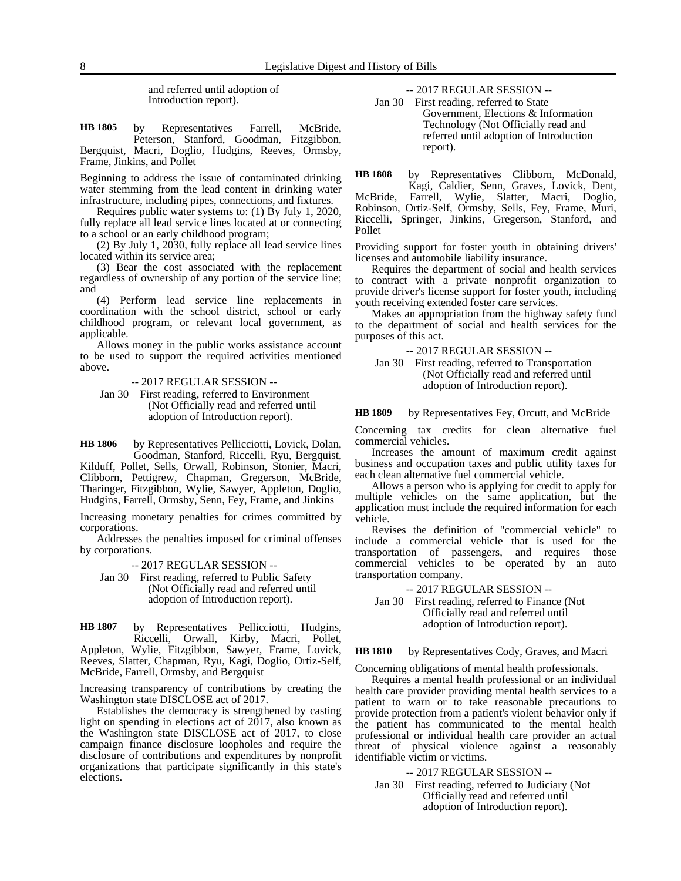and referred until adoption of Introduction report).

**HB 1805** by Representatives Farrell, McBride, Peterson, Stanford, Goodman, Fitzgibbon, Bergquist, Macri, Doglio, Hudgins, Reeves, Ormsby, Frame, Jinkins, and Pollet

Beginning to address the issue of contaminated drinking water stemming from the lead content in drinking water infrastructure, including pipes, connections, and fixtures.

Requires public water systems to: (1) By July 1, 2020, fully replace all lead service lines located at or connecting to a school or an early childhood program;

(2) By July 1, 2030, fully replace all lead service lines located within its service area;

(3) Bear the cost associated with the replacement regardless of ownership of any portion of the service line; and

(4) Perform lead service line replacements in coordination with the school district, school or early childhood program, or relevant local government, as applicable.

Allows money in the public works assistance account to be used to support the required activities mentioned above.

-- 2017 REGULAR SESSION --

Jan 30 First reading, referred to Environment (Not Officially read and referred until adoption of Introduction report).

**HB 1806** by Representatives Pellicciotti, Lovick, Dolan, Goodman, Stanford, Riccelli, Ryu, Bergquist, Kilduff, Pollet, Sells, Orwall, Robinson, Stonier, Macri, Clibborn, Pettigrew, Chapman, Gregerson, McBride, Tharinger, Fitzgibbon, Wylie, Sawyer, Appleton, Doglio, Hudgins, Farrell, Ormsby, Senn, Fey, Frame, and Jinkins

Increasing monetary penalties for crimes committed by corporations.

Addresses the penalties imposed for criminal offenses by corporations.

-- 2017 REGULAR SESSION --

Jan 30 First reading, referred to Public Safety (Not Officially read and referred until adoption of Introduction report).

**HB 1807** by Representatives Pellicciotti, Hudgins, Riccelli, Orwall, Kirby, Macri, Pollet, Appleton, Wylie, Fitzgibbon, Sawyer, Frame, Lovick, Reeves, Slatter, Chapman, Ryu, Kagi, Doglio, Ortiz-Self, McBride, Farrell, Ormsby, and Bergquist

Increasing transparency of contributions by creating the Washington state DISCLOSE act of 2017.

Establishes the democracy is strengthened by casting light on spending in elections act of 2017, also known as the Washington state DISCLOSE act of 2017, to close campaign finance disclosure loopholes and require the disclosure of contributions and expenditures by nonprofit organizations that participate significantly in this state's elections.

-- 2017 REGULAR SESSION --

Jan 30 First reading, referred to State Government, Elections & Information Technology (Not Officially read and referred until adoption of Introduction report).

**HB 1808** by Representatives Clibborn, McDonald, Kagi, Caldier, Senn, Graves, Lovick, Dent, McBride, Farrell, Wylie, Slatter, Macri, Doglio, Robinson, Ortiz-Self, Ormsby, Sells, Fey, Frame, Muri, Riccelli, Springer, Jinkins, Gregerson, Stanford, and Pollet

Providing support for foster youth in obtaining drivers' licenses and automobile liability insurance.

Requires the department of social and health services to contract with a private nonprofit organization to provide driver's license support for foster youth, including youth receiving extended foster care services.

Makes an appropriation from the highway safety fund to the department of social and health services for the purposes of this act.

-- 2017 REGULAR SESSION --

Jan 30 First reading, referred to Transportation (Not Officially read and referred until adoption of Introduction report).

**HB 1809** by Representatives Fey, Orcutt, and McBride

Concerning tax credits for clean alternative fuel commercial vehicles.

Increases the amount of maximum credit against business and occupation taxes and public utility taxes for each clean alternative fuel commercial vehicle.

Allows a person who is applying for credit to apply for multiple vehicles on the same application, but the application must include the required information for each vehicle.

Revises the definition of "commercial vehicle" to include a commercial vehicle that is used for the transportation of passengers, and requires those commercial vehicles to be operated by an auto transportation company.

-- 2017 REGULAR SESSION --

Jan 30 First reading, referred to Finance (Not Officially read and referred until adoption of Introduction report).

**HB 1810** by Representatives Cody, Graves, and Macri

Concerning obligations of mental health professionals.

Requires a mental health professional or an individual health care provider providing mental health services to a patient to warn or to take reasonable precautions to provide protection from a patient's violent behavior only if the patient has communicated to the mental health professional or individual health care provider an actual threat of physical violence against a reasonably identifiable victim or victims.

-- 2017 REGULAR SESSION --

Jan 30 First reading, referred to Judiciary (Not Officially read and referred until adoption of Introduction report).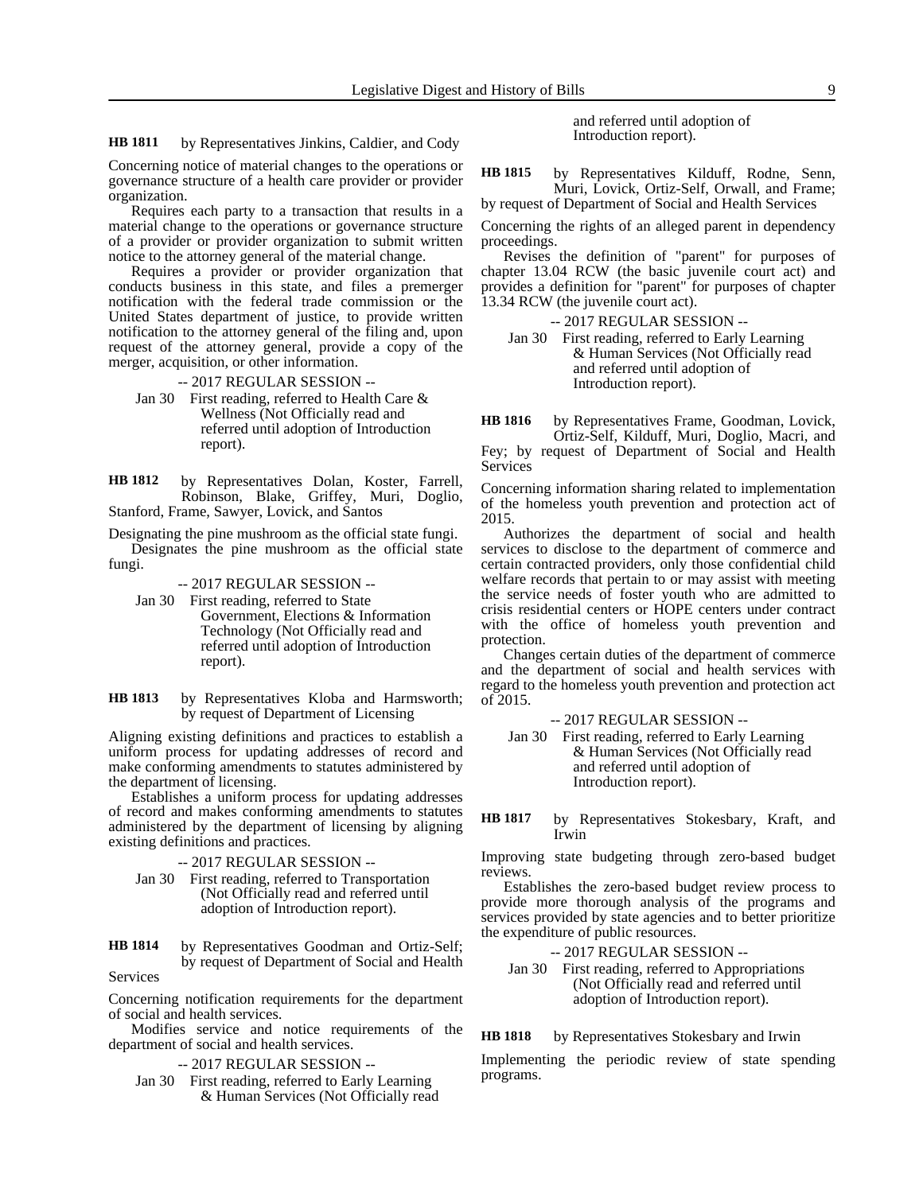**HB 1811** by Representatives Jinkins, Caldier, and Cody

Concerning notice of material changes to the operations or governance structure of a health care provider or provider organization.

Requires each party to a transaction that results in a material change to the operations or governance structure of a provider or provider organization to submit written notice to the attorney general of the material change.

Requires a provider or provider organization that conducts business in this state, and files a premerger notification with the federal trade commission or the United States department of justice, to provide written notification to the attorney general of the filing and, upon request of the attorney general, provide a copy of the merger, acquisition, or other information.

-- 2017 REGULAR SESSION --

Jan 30 First reading, referred to Health Care & Wellness (Not Officially read and referred until adoption of Introduction report).

**HB 1812** by Representatives Dolan, Koster, Farrell, Robinson, Blake, Griffey, Muri, Doglio, Stanford, Frame, Sawyer, Lovick, and Santos

Designating the pine mushroom as the official state fungi.

Designates the pine mushroom as the official state fungi.

-- 2017 REGULAR SESSION --

Jan 30 First reading, referred to State Government, Elections & Information Technology (Not Officially read and referred until adoption of Introduction report).

**HB 1813** by Representatives Kloba and Harmsworth; by request of Department of Licensing

Aligning existing definitions and practices to establish a uniform process for updating addresses of record and make conforming amendments to statutes administered by the department of licensing.

Establishes a uniform process for updating addresses of record and makes conforming amendments to statutes administered by the department of licensing by aligning existing definitions and practices.

-- 2017 REGULAR SESSION --

Jan 30 First reading, referred to Transportation (Not Officially read and referred until adoption of Introduction report).

**HB 1814** by Representatives Goodman and Ortiz-Self; by request of Department of Social and Health Services

Concerning notification requirements for the department of social and health services.

Modifies service and notice requirements of the department of social and health services.

-- 2017 REGULAR SESSION --

Jan 30 First reading, referred to Early Learning & Human Services (Not Officially read and referred until adoption of Introduction report).

**HB 1815** by Representatives Kilduff, Rodne, Senn, Muri, Lovick, Ortiz-Self, Orwall, and Frame; by request of Department of Social and Health Services

Concerning the rights of an alleged parent in dependency proceedings.

Revises the definition of "parent" for purposes of chapter 13.04 RCW (the basic juvenile court act) and provides a definition for "parent" for purposes of chapter 13.34 RCW (the juvenile court act).

-- 2017 REGULAR SESSION --

Jan 30 First reading, referred to Early Learning & Human Services (Not Officially read and referred until adoption of Introduction report).

**HB 1816** by Representatives Frame, Goodman, Lovick, Ortiz-Self, Kilduff, Muri, Doglio, Macri, and Fey; by request of Department of Social and Health Services

Concerning information sharing related to implementation of the homeless youth prevention and protection act of 2015.

Authorizes the department of social and health services to disclose to the department of commerce and certain contracted providers, only those confidential child welfare records that pertain to or may assist with meeting the service needs of foster youth who are admitted to crisis residential centers or HOPE centers under contract with the office of homeless youth prevention and protection.

Changes certain duties of the department of commerce and the department of social and health services with regard to the homeless youth prevention and protection act of 2015.

-- 2017 REGULAR SESSION --

Jan 30 First reading, referred to Early Learning & Human Services (Not Officially read and referred until adoption of Introduction report).

**HB 1817** by Representatives Stokesbary, Kraft, and Irwin

Improving state budgeting through zero-based budget reviews.

Establishes the zero-based budget review process to provide more thorough analysis of the programs and services provided by state agencies and to better prioritize the expenditure of public resources.

-- 2017 REGULAR SESSION --

Jan 30 First reading, referred to Appropriations (Not Officially read and referred until adoption of Introduction report).

**HB 1818** by Representatives Stokesbary and Irwin

Implementing the periodic review of state spending programs.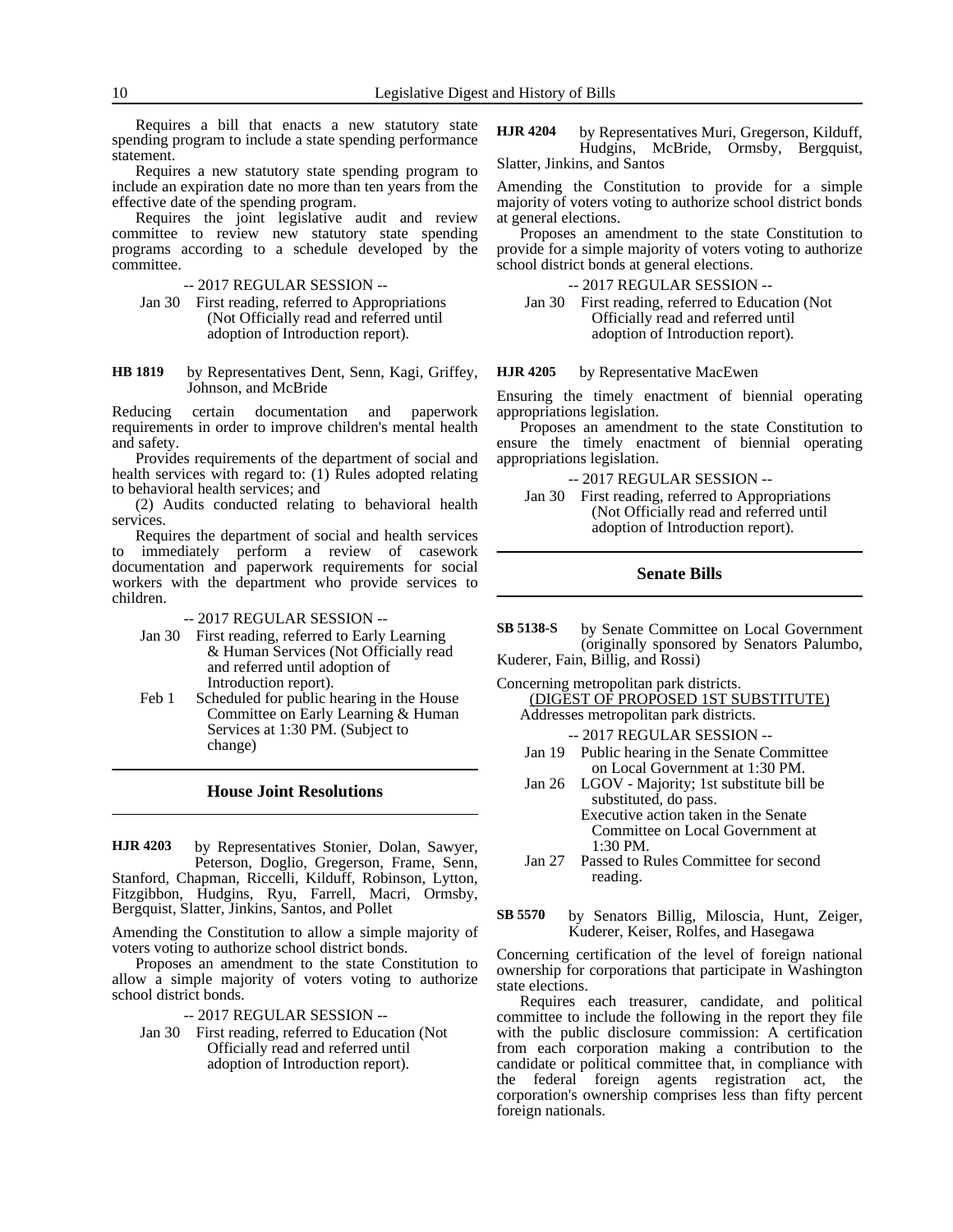Requires a bill that enacts a new statutory state spending program to include a state spending performance statement.

Requires a new statutory state spending program to include an expiration date no more than ten years from the effective date of the spending program.

Requires the joint legislative audit and review committee to review new statutory state spending programs according to a schedule developed by the committee.

-- 2017 REGULAR SESSION --

Jan 30 First reading, referred to Appropriations (Not Officially read and referred until adoption of Introduction report).

**HB 1819** by Representatives Dent, Senn, Kagi, Griffey, Johnson, and McBride

Reducing certain documentation and paperwork requirements in order to improve children's mental health and safety.

Provides requirements of the department of social and health services with regard to: (1) Rules adopted relating to behavioral health services; and

(2) Audits conducted relating to behavioral health services.

Requires the department of social and health services to immediately perform a review of casework documentation and paperwork requirements for social workers with the department who provide services to children.

-- 2017 REGULAR SESSION --

Jan 30 First reading, referred to Early Learning & Human Services (Not Officially read and referred until adoption of Introduction report).

Feb 1 Scheduled for public hearing in the House Committee on Early Learning & Human Services at 1:30 PM. (Subject to change)

## House Joint Resolutions

**HJR 4203** by Representatives Stonier, Dolan, Sawyer, Peterson, Doglio, Gregerson, Frame, Senn, Stanford, Chapman, Riccelli, Kilduff, Robinson, Lytton, Fitzgibbon, Hudgins, Ryu, Farrell, Macri, Ormsby, Bergquist, Slatter, Jinkins, Santos, and Pollet

Amending the Constitution to allow a simple majority of voters voting to authorize school district bonds.

Proposes an amendment to the state Constitution to allow a simple majority of voters voting to authorize school district bonds.

-- 2017 REGULAR SESSION --

Jan 30 First reading, referred to Education (Not Officially read and referred until adoption of Introduction report).

**HJR 4204** by Representatives Muri, Gregerson, Kilduff, Hudgins, McBride, Ormsby, Bergquist, Slatter, Jinkins, and Santos

Amending the Constitution to provide for a simple majority of voters voting to authorize school district bonds at general elections.

Proposes an amendment to the state Constitution to provide for a simple majority of voters voting to authorize school district bonds at general elections.

-- 2017 REGULAR SESSION --

Jan 30 First reading, referred to Education (Not Officially read and referred until adoption of Introduction report).

**HJR 4205** by Representative MacEwen

Ensuring the timely enactment of biennial operating appropriations legislation.

Proposes an amendment to the state Constitution to ensure the timely enactment of biennial operating appropriations legislation.

-- 2017 REGULAR SESSION --

Jan 30 First reading, referred to Appropriations (Not Officially read and referred until adoption of Introduction report).

## Senate Bills

**SB 5138-S** by Senate Committee on Local Government (originally sponsored by Senators Palumbo, Kuderer, Fain, Billig, and Rossi)

Concerning metropolitan park districts.

(DIGEST OF PROPOSED 1ST SUBSTITUTE)

Addresses metropolitan park districts.

-- 2017 REGULAR SESSION --

Jan 19 Public hearing in the Senate Committee on Local Government at 1:30 PM.

Jan 26 LGOV - Majority; 1st substitute bill be substituted, do pass.
Executive action taken in the Senate Committee on Local Government at 1:30 PM.

Jan 27 Passed to Rules Committee for second reading.

**SB 5570** by Senators Billig, Miloscia, Hunt, Zeiger, Kuderer, Keiser, Rolfes, and Hasegawa

Concerning certification of the level of foreign national ownership for corporations that participate in Washington state elections.

Requires each treasurer, candidate, and political committee to include the following in the report they file with the public disclosure commission: A certification from each corporation making a contribution to the candidate or political committee that, in compliance with the federal foreign agents registration act, the corporation's ownership comprises less than fifty percent foreign nationals.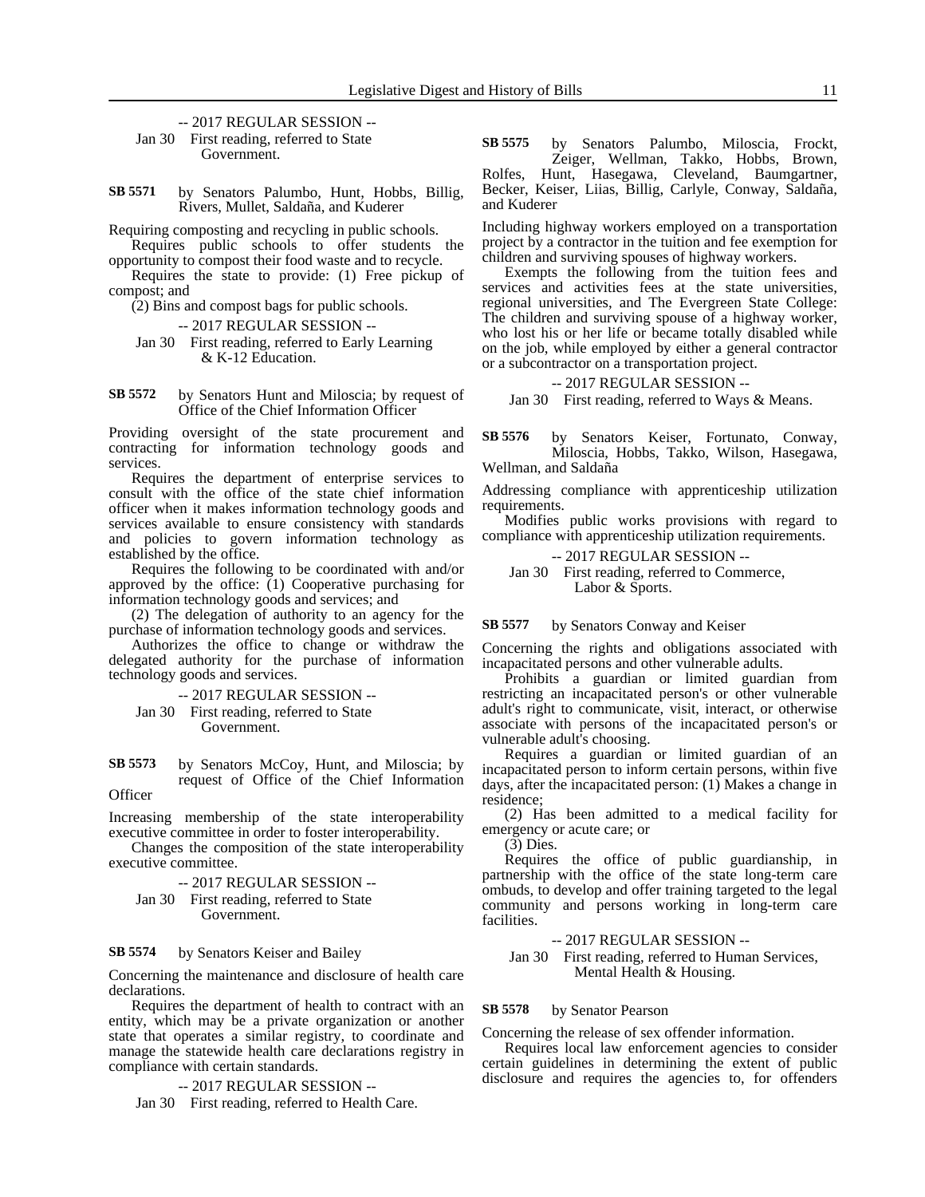-- 2017 REGULAR SESSION --

Jan 30 First reading, referred to State Government.

**SB 5571** by Senators Palumbo, Hunt, Hobbs, Billig, Rivers, Mullet, Saldaña, and Kuderer

Requiring composting and recycling in public schools.

Requires public schools to offer students the opportunity to compost their food waste and to recycle.

Requires the state to provide: (1) Free pickup of compost; and

(2) Bins and compost bags for public schools.

-- 2017 REGULAR SESSION --

Jan 30 First reading, referred to Early Learning & K-12 Education.

**SB 5572** by Senators Hunt and Miloscia; by request of Office of the Chief Information Officer

Providing oversight of the state procurement and contracting for information technology goods and services.

Requires the department of enterprise services to consult with the office of the state chief information officer when it makes information technology goods and services available to ensure consistency with standards and policies to govern information technology as established by the office.

Requires the following to be coordinated with and/or approved by the office: (1) Cooperative purchasing for information technology goods and services; and

(2) The delegation of authority to an agency for the purchase of information technology goods and services.

Authorizes the office to change or withdraw the delegated authority for the purchase of information technology goods and services.

-- 2017 REGULAR SESSION --

Jan 30 First reading, referred to State Government.

**SB 5573** by Senators McCoy, Hunt, and Miloscia; by request of Office of the Chief Information Officer

Increasing membership of the state interoperability executive committee in order to foster interoperability.

Changes the composition of the state interoperability executive committee.

-- 2017 REGULAR SESSION --

Jan 30 First reading, referred to State Government.

**SB 5574** by Senators Keiser and Bailey

Concerning the maintenance and disclosure of health care declarations.

Requires the department of health to contract with an entity, which may be a private organization or another state that operates a similar registry, to coordinate and manage the statewide health care declarations registry in compliance with certain standards.

-- 2017 REGULAR SESSION --

Jan 30 First reading, referred to Health Care.

**SB 5575** by Senators Palumbo, Miloscia, Frockt, Zeiger, Wellman, Takko, Hobbs, Brown, Rolfes, Hunt, Hasegawa, Cleveland, Baumgartner, Becker, Keiser, Liias, Billig, Carlyle, Conway, Saldaña, and Kuderer

Including highway workers employed on a transportation project by a contractor in the tuition and fee exemption for children and surviving spouses of highway workers.

Exempts the following from the tuition fees and services and activities fees at the state universities, regional universities, and The Evergreen State College: The children and surviving spouse of a highway worker, who lost his or her life or became totally disabled while on the job, while employed by either a general contractor or a subcontractor on a transportation project.

-- 2017 REGULAR SESSION --

Jan 30 First reading, referred to Ways & Means.

**SB 5576** by Senators Keiser, Fortunato, Conway, Miloscia, Hobbs, Takko, Wilson, Hasegawa, Wellman, and Saldaña

Addressing compliance with apprenticeship utilization requirements.

Modifies public works provisions with regard to compliance with apprenticeship utilization requirements.

-- 2017 REGULAR SESSION --

Jan 30 First reading, referred to Commerce, Labor & Sports.

**SB 5577** by Senators Conway and Keiser

Concerning the rights and obligations associated with incapacitated persons and other vulnerable adults.

Prohibits a guardian or limited guardian from restricting an incapacitated person's or other vulnerable adult's right to communicate, visit, interact, or otherwise associate with persons of the incapacitated person's or vulnerable adult's choosing.

Requires a guardian or limited guardian of an incapacitated person to inform certain persons, within five days, after the incapacitated person: (1) Makes a change in residence;

(2) Has been admitted to a medical facility for emergency or acute care; or

(3) Dies.

Requires the office of public guardianship, in partnership with the office of the state long-term care ombuds, to develop and offer training targeted to the legal community and persons working in long-term care facilities.

-- 2017 REGULAR SESSION --

Jan 30 First reading, referred to Human Services, Mental Health & Housing.

**SB 5578** by Senator Pearson

Concerning the release of sex offender information.

Requires local law enforcement agencies to consider certain guidelines in determining the extent of public disclosure and requires the agencies to, for offenders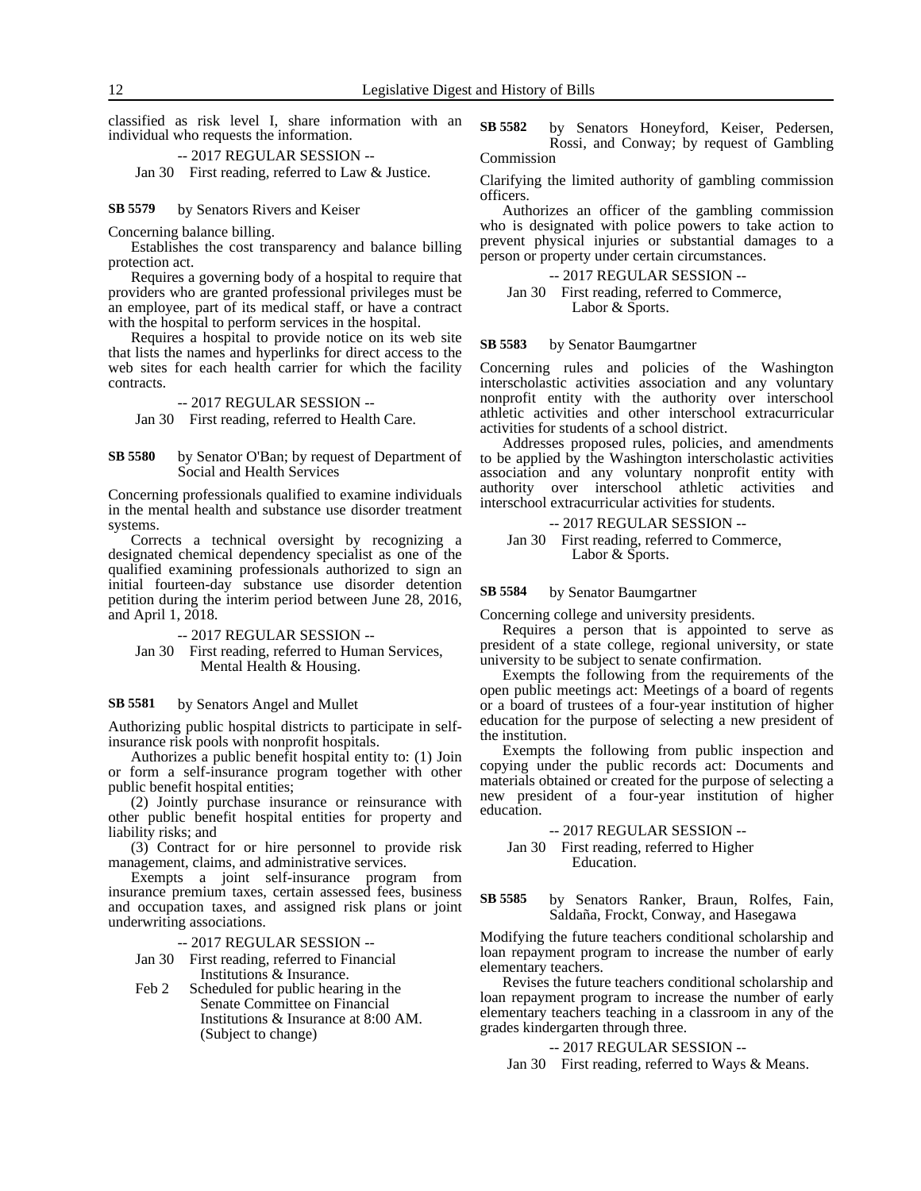classified as risk level I, share information with an individual who requests the information.

-- 2017 REGULAR SESSION --

Jan 30 First reading, referred to Law & Justice.

**SB 5579** by Senators Rivers and Keiser

Concerning balance billing.

Establishes the cost transparency and balance billing protection act.

Requires a governing body of a hospital to require that providers who are granted professional privileges must be an employee, part of its medical staff, or have a contract with the hospital to perform services in the hospital.

Requires a hospital to provide notice on its web site that lists the names and hyperlinks for direct access to the web sites for each health carrier for which the facility contracts.

-- 2017 REGULAR SESSION --

Jan 30 First reading, referred to Health Care.

**SB 5580** by Senator O'Ban; by request of Department of Social and Health Services

Concerning professionals qualified to examine individuals in the mental health and substance use disorder treatment systems.

Corrects a technical oversight by recognizing a designated chemical dependency specialist as one of the qualified examining professionals authorized to sign an initial fourteen-day substance use disorder detention petition during the interim period between June 28, 2016, and April 1, 2018.

-- 2017 REGULAR SESSION --

Jan 30 First reading, referred to Human Services, Mental Health & Housing.

**SB 5581** by Senators Angel and Mullet

Authorizing public hospital districts to participate in self-insurance risk pools with nonprofit hospitals.

Authorizes a public benefit hospital entity to: (1) Join or form a self-insurance program together with other public benefit hospital entities;

(2) Jointly purchase insurance or reinsurance with other public benefit hospital entities for property and liability risks; and

(3) Contract for or hire personnel to provide risk management, claims, and administrative services.

Exempts a joint self-insurance program from insurance premium taxes, certain assessed fees, business and occupation taxes, and assigned risk plans or joint underwriting associations.

-- 2017 REGULAR SESSION --

Jan 30 First reading, referred to Financial Institutions & Insurance.

Feb 2 Scheduled for public hearing in the Senate Committee on Financial Institutions & Insurance at 8:00 AM. (Subject to change)

**SB 5582** by Senators Honeyford, Keiser, Pedersen, Rossi, and Conway; by request of Gambling Commission

Clarifying the limited authority of gambling commission officers.

Authorizes an officer of the gambling commission who is designated with police powers to take action to prevent physical injuries or substantial damages to a person or property under certain circumstances.

-- 2017 REGULAR SESSION --

Jan 30 First reading, referred to Commerce, Labor & Sports.

**SB 5583** by Senator Baumgartner

Concerning rules and policies of the Washington interscholastic activities association and any voluntary nonprofit entity with the authority over interschool athletic activities and other interschool extracurricular activities for students of a school district.

Addresses proposed rules, policies, and amendments to be applied by the Washington interscholastic activities association and any voluntary nonprofit entity with authority over interschool athletic activities and interschool extracurricular activities for students.

-- 2017 REGULAR SESSION --

Jan 30 First reading, referred to Commerce, Labor & Sports.

**SB 5584** by Senator Baumgartner

Concerning college and university presidents.

Requires a person that is appointed to serve as president of a state college, regional university, or state university to be subject to senate confirmation.

Exempts the following from the requirements of the open public meetings act: Meetings of a board of regents or a board of trustees of a four-year institution of higher education for the purpose of selecting a new president of the institution.

Exempts the following from public inspection and copying under the public records act: Documents and materials obtained or created for the purpose of selecting a new president of a four-year institution of higher education.

-- 2017 REGULAR SESSION --

Jan 30 First reading, referred to Higher Education.

**SB 5585** by Senators Ranker, Braun, Rolfes, Fain, Saldaña, Frockt, Conway, and Hasegawa

Modifying the future teachers conditional scholarship and loan repayment program to increase the number of early elementary teachers.

Revises the future teachers conditional scholarship and loan repayment program to increase the number of early elementary teachers teaching in a classroom in any of the grades kindergarten through three.

-- 2017 REGULAR SESSION --

Jan 30 First reading, referred to Ways & Means.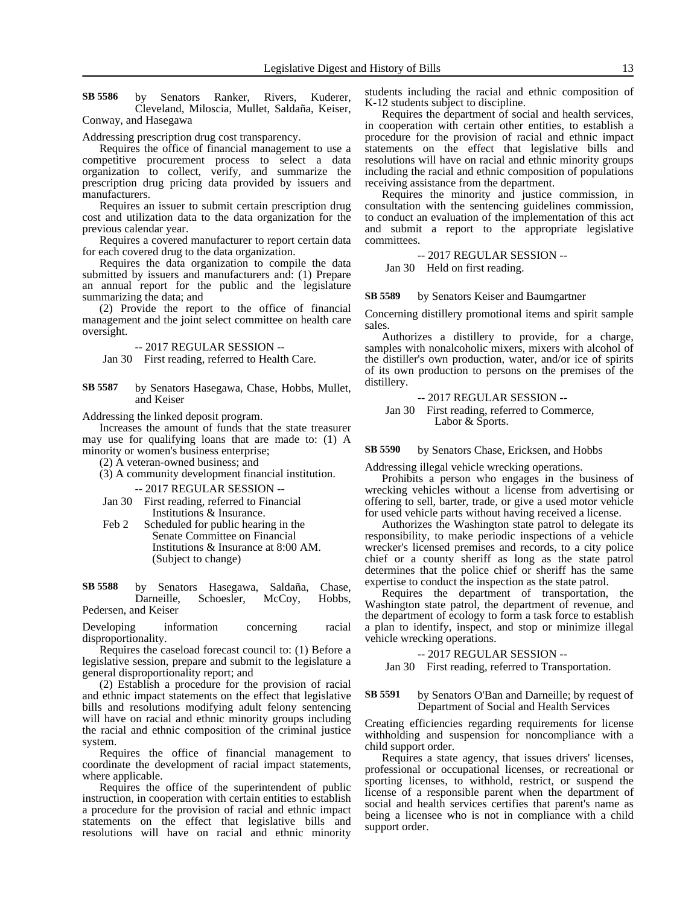**SB 5586** by Senators Ranker, Rivers, Kuderer, Cleveland, Miloscia, Mullet, Saldaña, Keiser, Conway, and Hasegawa

Addressing prescription drug cost transparency.

Requires the office of financial management to use a competitive procurement process to select a data organization to collect, verify, and summarize the prescription drug pricing data provided by issuers and manufacturers.

Requires an issuer to submit certain prescription drug cost and utilization data to the data organization for the previous calendar year.

Requires a covered manufacturer to report certain data for each covered drug to the data organization.

Requires the data organization to compile the data submitted by issuers and manufacturers and: (1) Prepare an annual report for the public and the legislature summarizing the data; and

(2) Provide the report to the office of financial management and the joint select committee on health care oversight.

-- 2017 REGULAR SESSION --

Jan 30 First reading, referred to Health Care.

**SB 5587** by Senators Hasegawa, Chase, Hobbs, Mullet, and Keiser

Addressing the linked deposit program.

Increases the amount of funds that the state treasurer may use for qualifying loans that are made to: (1) A minority or women's business enterprise;

(2) A veteran-owned business; and

(3) A community development financial institution.

-- 2017 REGULAR SESSION --

Jan 30 First reading, referred to Financial Institutions & Insurance.

Feb 2 Scheduled for public hearing in the Senate Committee on Financial Institutions & Insurance at 8:00 AM. (Subject to change)

**SB 5588** by Senators Hasegawa, Saldaña, Chase, Darneille, Schoesler, McCoy, Hobbs, Pedersen, and Keiser

Developing information concerning racial disproportionality.

Requires the caseload forecast council to: (1) Before a legislative session, prepare and submit to the legislature a general disproportionality report; and

(2) Establish a procedure for the provision of racial and ethnic impact statements on the effect that legislative bills and resolutions modifying adult felony sentencing will have on racial and ethnic minority groups including the racial and ethnic composition of the criminal justice system.

Requires the office of financial management to coordinate the development of racial impact statements, where applicable.

Requires the office of the superintendent of public instruction, in cooperation with certain entities to establish a procedure for the provision of racial and ethnic impact statements on the effect that legislative bills and resolutions will have on racial and ethnic minority students including the racial and ethnic composition of K-12 students subject to discipline.

Requires the department of social and health services, in cooperation with certain other entities, to establish a procedure for the provision of racial and ethnic impact statements on the effect that legislative bills and resolutions will have on racial and ethnic minority groups including the racial and ethnic composition of populations receiving assistance from the department.

Requires the minority and justice commission, in consultation with the sentencing guidelines commission, to conduct an evaluation of the implementation of this act and submit a report to the appropriate legislative committees.

-- 2017 REGULAR SESSION --

Jan 30 Held on first reading.

**SB 5589** by Senators Keiser and Baumgartner

Concerning distillery promotional items and spirit sample sales.

Authorizes a distillery to provide, for a charge, samples with nonalcoholic mixers, mixers with alcohol of the distiller's own production, water, and/or ice of spirits of its own production to persons on the premises of the distillery.

-- 2017 REGULAR SESSION --

Jan 30 First reading, referred to Commerce, Labor & Sports.

**SB 5590** by Senators Chase, Ericksen, and Hobbs

Addressing illegal vehicle wrecking operations.

Prohibits a person who engages in the business of wrecking vehicles without a license from advertising or offering to sell, barter, trade, or give a used motor vehicle for used vehicle parts without having received a license.

Authorizes the Washington state patrol to delegate its responsibility, to make periodic inspections of a vehicle wrecker's licensed premises and records, to a city police chief or a county sheriff as long as the state patrol determines that the police chief or sheriff has the same expertise to conduct the inspection as the state patrol.

Requires the department of transportation, the Washington state patrol, the department of revenue, and the department of ecology to form a task force to establish a plan to identify, inspect, and stop or minimize illegal vehicle wrecking operations.

-- 2017 REGULAR SESSION --

Jan 30 First reading, referred to Transportation.

**SB 5591** by Senators O'Ban and Darneille; by request of Department of Social and Health Services

Creating efficiencies regarding requirements for license withholding and suspension for noncompliance with a child support order.

Requires a state agency, that issues drivers' licenses, professional or occupational licenses, or recreational or sporting licenses, to withhold, restrict, or suspend the license of a responsible parent when the department of social and health services certifies that parent's name as being a licensee who is not in compliance with a child support order.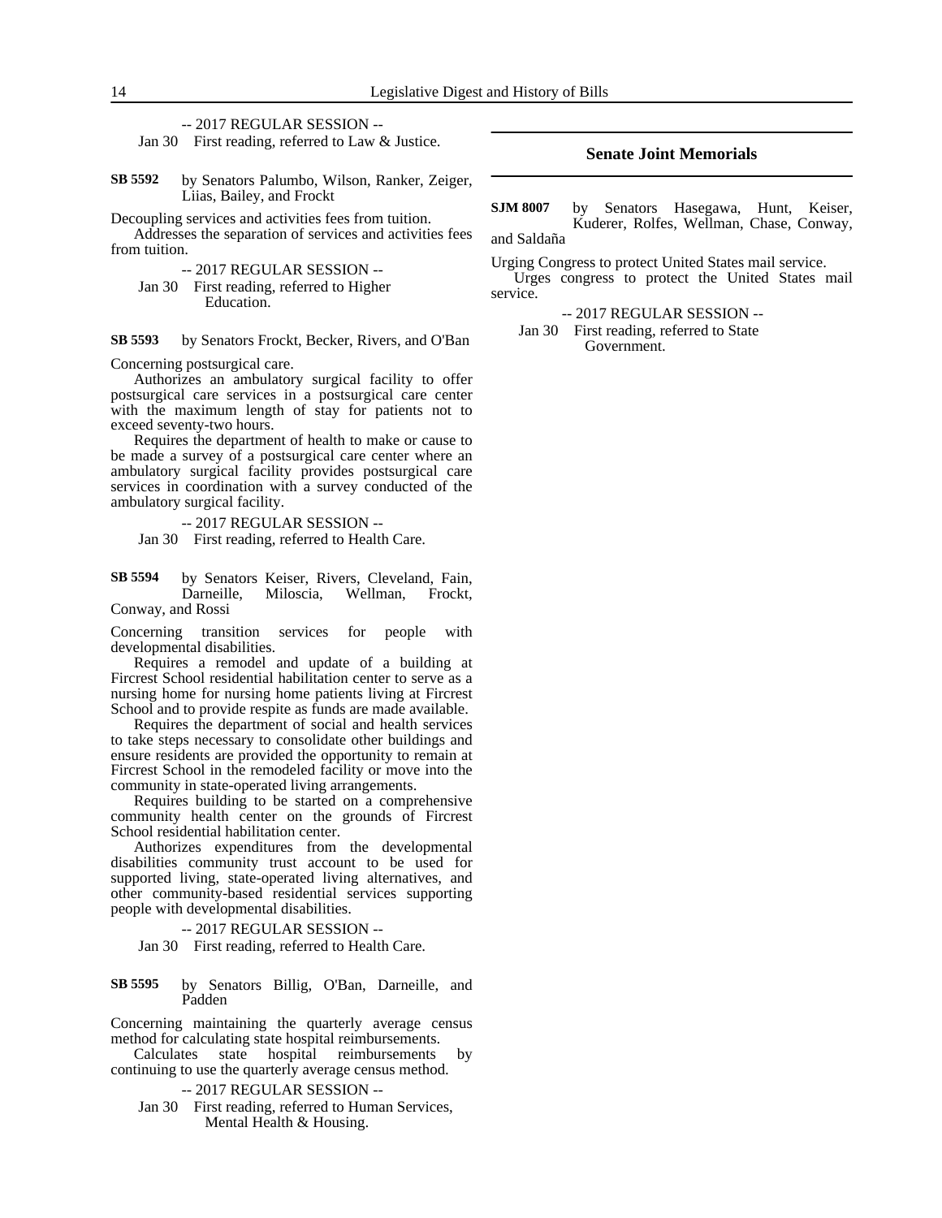-- 2017 REGULAR SESSION --

Jan 30 First reading, referred to Law & Justice.

**SB 5592** by Senators Palumbo, Wilson, Ranker, Zeiger, Liias, Bailey, and Frockt

Decoupling services and activities fees from tuition.

Addresses the separation of services and activities fees from tuition.

-- 2017 REGULAR SESSION --

Jan 30 First reading, referred to Higher Education.

**SB 5593** by Senators Frockt, Becker, Rivers, and O'Ban

Concerning postsurgical care.

Authorizes an ambulatory surgical facility to offer postsurgical care services in a postsurgical care center with the maximum length of stay for patients not to exceed seventy-two hours.

Requires the department of health to make or cause to be made a survey of a postsurgical care center where an ambulatory surgical facility provides postsurgical care services in coordination with a survey conducted of the ambulatory surgical facility.

-- 2017 REGULAR SESSION --

Jan 30 First reading, referred to Health Care.

**SB 5594** by Senators Keiser, Rivers, Cleveland, Fain, Darneille, Miloscia, Wellman, Frockt, Conway, and Rossi

Concerning transition services for people with developmental disabilities.

Requires a remodel and update of a building at Fircrest School residential habilitation center to serve as a nursing home for nursing home patients living at Fircrest School and to provide respite as funds are made available.

Requires the department of social and health services to take steps necessary to consolidate other buildings and ensure residents are provided the opportunity to remain at Fircrest School in the remodeled facility or move into the community in state-operated living arrangements.

Requires building to be started on a comprehensive community health center on the grounds of Fircrest School residential habilitation center.

Authorizes expenditures from the developmental disabilities community trust account to be used for supported living, state-operated living alternatives, and other community-based residential services supporting people with developmental disabilities.

-- 2017 REGULAR SESSION --

Jan 30 First reading, referred to Health Care.

**SB 5595** by Senators Billig, O'Ban, Darneille, and Padden

Concerning maintaining the quarterly average census method for calculating state hospital reimbursements.

Calculates state hospital reimbursements by continuing to use the quarterly average census method.

-- 2017 REGULAR SESSION --

Jan 30 First reading, referred to Human Services, Mental Health & Housing.

## Senate Joint Memorials

**SJM 8007** by Senators Hasegawa, Hunt, Keiser, Kuderer, Rolfes, Wellman, Chase, Conway, and Saldaña

Urging Congress to protect United States mail service.

Urges congress to protect the United States mail service.

-- 2017 REGULAR SESSION --

Jan 30 First reading, referred to State Government.